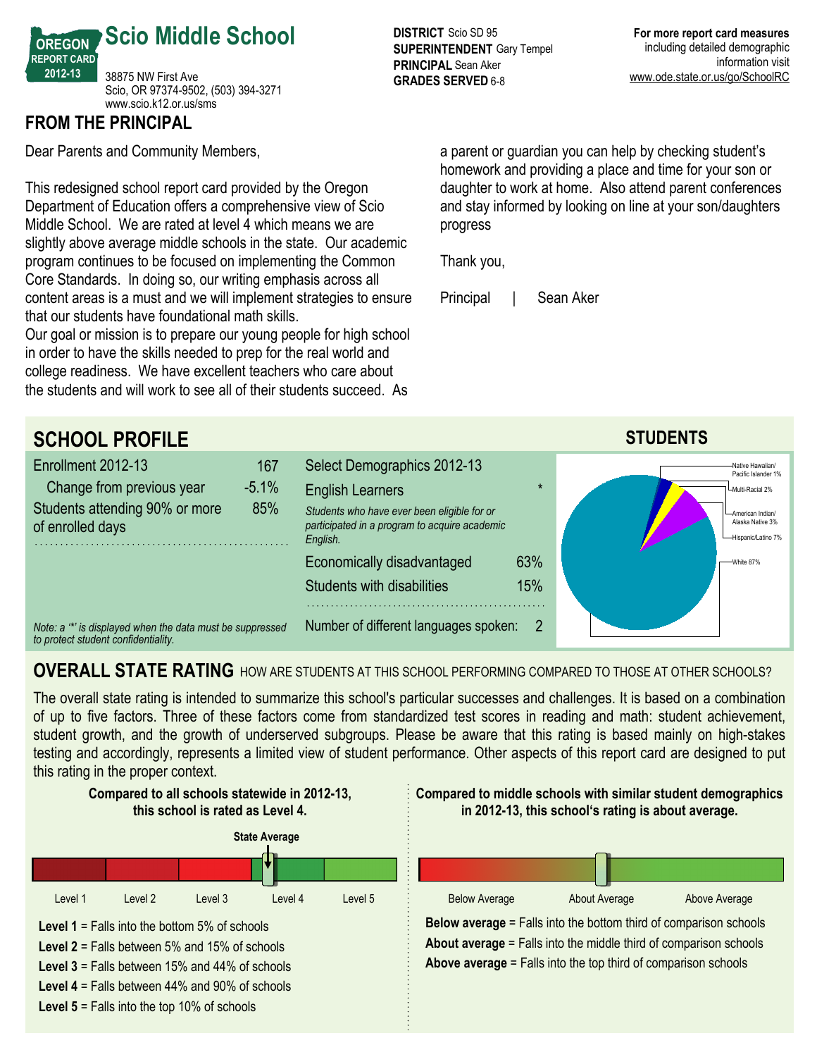# Scio Middle School

OREGON REPORT CARD 2012-13

38875 NW First Ave
Scio, OR 97374-9502, (503) 394-3271
www.scio.k12.or.us/sms

**DISTRICT** Scio SD 95
**SUPERINTENDENT** Gary Tempel
**PRINCIPAL** Sean Aker
**GRADES SERVED** 6-8

**For more report card measures** including detailed demographic information visit www.ode.state.or.us/go/SchoolRC

## FROM THE PRINCIPAL

Dear Parents and Community Members,

This redesigned school report card provided by the Oregon Department of Education offers a comprehensive view of Scio Middle School. We are rated at level 4 which means we are slightly above average middle schools in the state. Our academic program continues to be focused on implementing the Common Core Standards. In doing so, our writing emphasis across all content areas is a must and we will implement strategies to ensure that our students have foundational math skills.
Our goal or mission is to prepare our young people for high school in order to have the skills needed to prep for the real world and college readiness. We have excellent teachers who care about the students and will work to see all of their students succeed. As a parent or guardian you can help by checking student's homework and providing a place and time for your son or daughter to work at home. Also attend parent conferences and stay informed by looking on line at your son/daughters progress

Thank you,

Principal | Sean Aker

## SCHOOL PROFILE

| | |
|---|---|
| Enrollment 2012-13 | 167 |
| Change from previous year | -5.1% |
| Students attending 90% or more of enrolled days | 85% |

*Note: a '*' is displayed when the data must be suppressed to protect student confidentiality.*

| Select Demographics 2012-13 | |
|---|---|
| English Learners *Students who have ever been eligible for or participated in a program to acquire academic English.* | * |
| Economically disadvantaged | 63% |
| Students with disabilities | 15% |
| Number of different languages spoken: | 2 |

### STUDENTS

- Native Hawaiian/Pacific Islander 1%
- Multi-Racial 2%
- American Indian/Alaska Native 3%
- Hispanic/Latino 7%
- White 87%

## OVERALL STATE RATING HOW ARE STUDENTS AT THIS SCHOOL PERFORMING COMPARED TO THOSE AT OTHER SCHOOLS?

The overall state rating is intended to summarize this school's particular successes and challenges. It is based on a combination of up to five factors. Three of these factors come from standardized test scores in reading and math: student achievement, student growth, and the growth of underserved subgroups. Please be aware that this rating is based mainly on high-stakes testing and accordingly, represents a limited view of student performance. Other aspects of this report card are designed to put this rating in the proper context.

**Compared to all schools statewide in 2012-13, this school is rated as Level 4.**

State Average

Level 1 | Level 2 | Level 3 | Level 4 | Level 5

**Level 1** = Falls into the bottom 5% of schools
**Level 2** = Falls between 5% and 15% of schools
**Level 3** = Falls between 15% and 44% of schools
**Level 4** = Falls between 44% and 90% of schools
**Level 5** = Falls into the top 10% of schools

**Compared to middle schools with similar student demographics in 2012-13, this school's rating is about average.**

Below Average | About Average | Above Average

**Below average** = Falls into the bottom third of comparison schools
**About average** = Falls into the middle third of comparison schools
**Above average** = Falls into the top third of comparison schools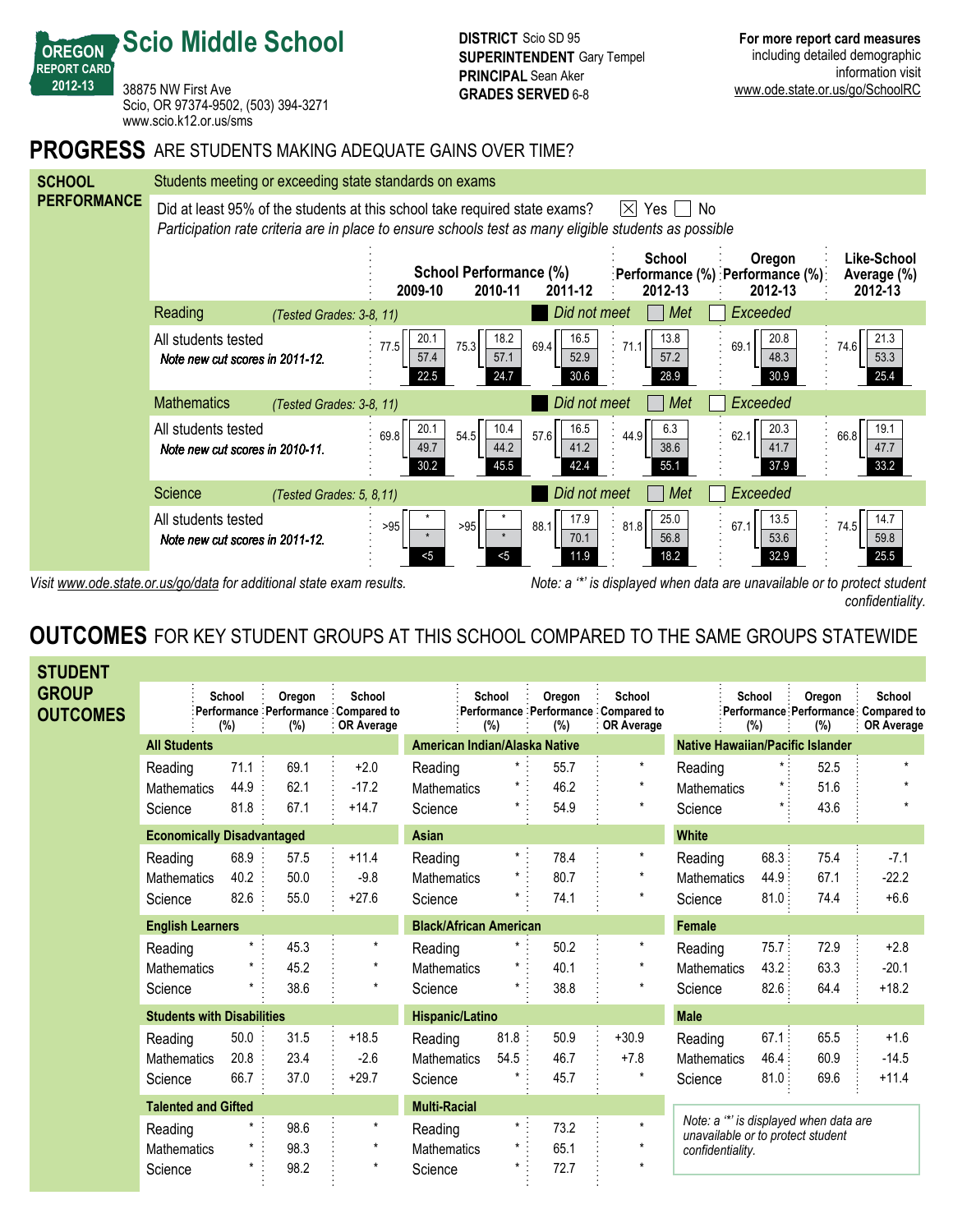# Scio Middle School

**OREGON REPORT CARD 2012-13**

38875 NW First Ave
Scio, OR 97374-9502, (503) 394-3271
www.scio.k12.or.us/sms

**DISTRICT** Scio SD 95
**SUPERINTENDENT** Gary Tempel
**PRINCIPAL** Sean Aker
**GRADES SERVED** 6-8

**For more report card measures** including detailed demographic information visit www.ode.state.or.us/go/SchoolRC

## PROGRESS ARE STUDENTS MAKING ADEQUATE GAINS OVER TIME?

### SCHOOL PERFORMANCE

Students meeting or exceeding state standards on exams

Did at least 95% of the students at this school take required state exams? ☒ Yes ☐ No

*Participation rate criteria are in place to ensure schools test as many eligible students as possible*

Values shown as: Total meeting/exceeding (Exceeded / Met / Did not meet)

| | School Performance (%) 2009-10 | 2010-11 | 2011-12 | School Performance (%) 2012-13 | Oregon Performance (%) 2012-13 | Like-School Average (%) 2012-13 |
|---|---|---|---|---|---|---|
| **Reading** (Tested Grades: 3-8, 11) | | | | | | |
| All students tested *Note new cut scores in 2011-12.* | 77.5 (20.1 / 57.4 / 22.5) | 75.3 (18.2 / 57.1 / 24.7) | 69.4 (16.5 / 52.9 / 30.6) | 71.1 (13.8 / 57.2 / 28.9) | 69.1 (20.8 / 48.3 / 30.9) | 74.6 (21.3 / 53.3 / 25.4) |
| **Mathematics** (Tested Grades: 3-8, 11) | | | | | | |
| All students tested *Note new cut scores in 2010-11.* | 69.8 (20.1 / 49.7 / 30.2) | 54.5 (10.4 / 44.2 / 45.5) | 57.6 (16.5 / 41.2 / 42.4) | 44.9 (6.3 / 38.6 / 55.1) | 62.1 (20.3 / 41.7 / 37.9) | 66.8 (19.1 / 47.7 / 33.2) |
| **Science** (Tested Grades: 5, 8,11) | | | | | | |
| All students tested *Note new cut scores in 2011-12.* | >95 (* / * / <5) | >95 (* / * / <5) | 88.1 (17.9 / 70.1 / 11.9) | 81.8 (25.0 / 56.8 / 18.2) | 67.1 (13.5 / 53.6 / 32.9) | 74.5 (14.7 / 59.8 / 25.5) |

*Visit www.ode.state.or.us/go/data for additional state exam results.*

*Note: a '*' is displayed when data are unavailable or to protect student confidentiality.*

## OUTCOMES FOR KEY STUDENT GROUPS AT THIS SCHOOL COMPARED TO THE SAME GROUPS STATEWIDE

### STUDENT GROUP OUTCOMES

| Group | Subject | School Performance (%) | Oregon Performance (%) | School Compared to OR Average |
|---|---|---|---|---|
| **All Students** | Reading | 71.1 | 69.1 | +2.0 |
| | Mathematics | 44.9 | 62.1 | -17.2 |
| | Science | 81.8 | 67.1 | +14.7 |
| **Economically Disadvantaged** | Reading | 68.9 | 57.5 | +11.4 |
| | Mathematics | 40.2 | 50.0 | -9.8 |
| | Science | 82.6 | 55.0 | +27.6 |
| **English Learners** | Reading | * | 45.3 | * |
| | Mathematics | * | 45.2 | * |
| | Science | * | 38.6 | * |
| **Students with Disabilities** | Reading | 50.0 | 31.5 | +18.5 |
| | Mathematics | 20.8 | 23.4 | -2.6 |
| | Science | 66.7 | 37.0 | +29.7 |
| **Talented and Gifted** | Reading | * | 98.6 | * |
| | Mathematics | * | 98.3 | * |
| | Science | * | 98.2 | * |
| **American Indian/Alaska Native** | Reading | * | 55.7 | * |
| | Mathematics | * | 46.2 | * |
| | Science | * | 54.9 | * |
| **Asian** | Reading | * | 78.4 | * |
| | Mathematics | * | 80.7 | * |
| | Science | * | 74.1 | * |
| **Black/African American** | Reading | * | 50.2 | * |
| | Mathematics | * | 40.1 | * |
| | Science | * | 38.8 | * |
| **Hispanic/Latino** | Reading | 81.8 | 50.9 | +30.9 |
| | Mathematics | 54.5 | 46.7 | +7.8 |
| | Science | * | 45.7 | * |
| **Multi-Racial** | Reading | * | 73.2 | * |
| | Mathematics | * | 65.1 | * |
| | Science | * | 72.7 | * |
| **Native Hawaiian/Pacific Islander** | Reading | * | 52.5 | * |
| | Mathematics | * | 51.6 | * |
| | Science | * | 43.6 | * |
| **White** | Reading | 68.3 | 75.4 | -7.1 |
| | Mathematics | 44.9 | 67.1 | -22.2 |
| | Science | 81.0 | 74.4 | +6.6 |
| **Female** | Reading | 75.7 | 72.9 | +2.8 |
| | Mathematics | 43.2 | 63.3 | -20.1 |
| | Science | 82.6 | 64.4 | +18.2 |
| **Male** | Reading | 67.1 | 65.5 | +1.6 |
| | Mathematics | 46.4 | 60.9 | -14.5 |
| | Science | 81.0 | 69.6 | +11.4 |

*Note: a '*' is displayed when data are unavailable or to protect student confidentiality.*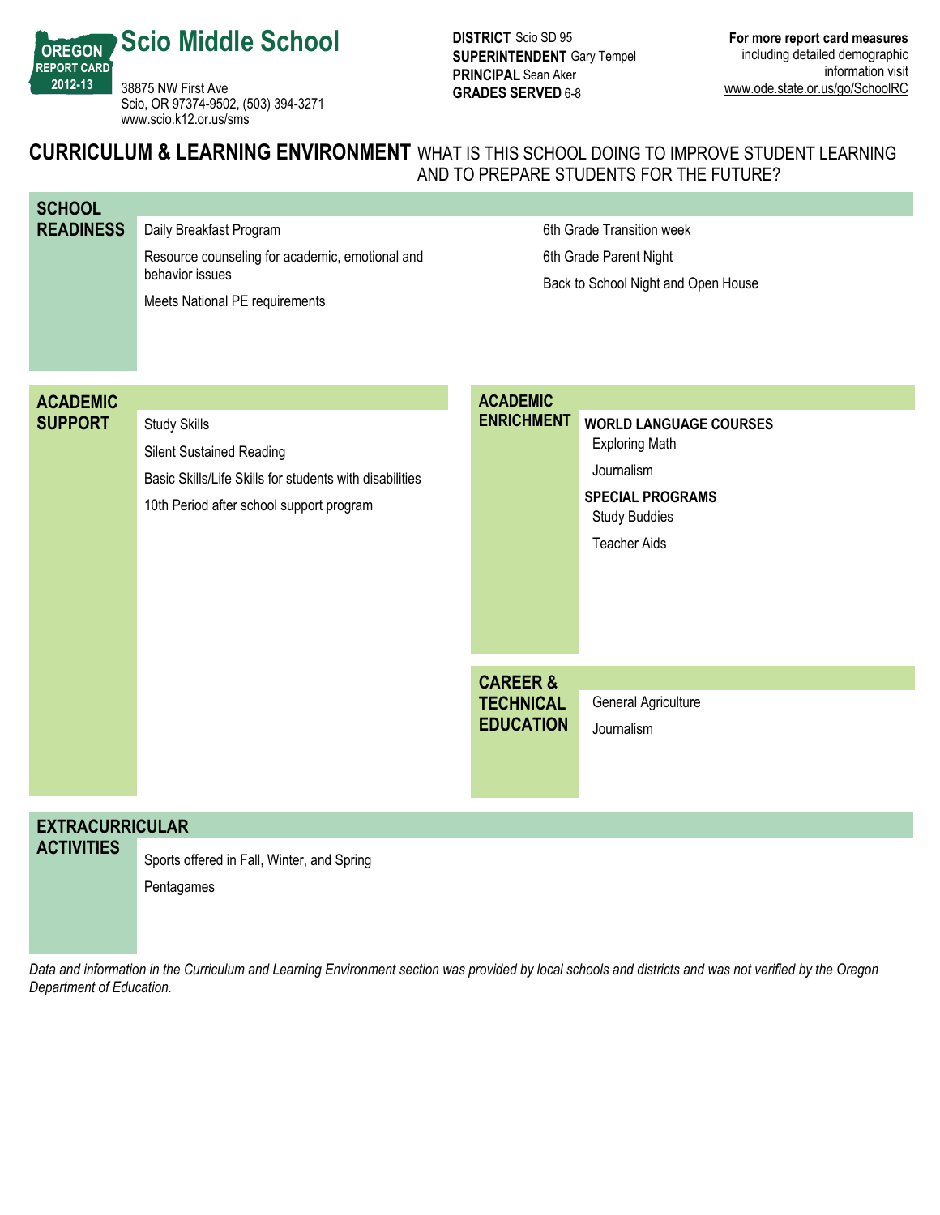# Scio Middle School

**OREGON REPORT CARD 2012-13**

38875 NW First Ave
Scio, OR 97374-9502, (503) 394-3271
www.scio.k12.or.us/sms

**DISTRICT** Scio SD 95
**SUPERINTENDENT** Gary Tempel
**PRINCIPAL** Sean Aker
**GRADES SERVED** 6-8

**For more report card measures** including detailed demographic information visit www.ode.state.or.us/go/SchoolRC

## CURRICULUM & LEARNING ENVIRONMENT WHAT IS THIS SCHOOL DOING TO IMPROVE STUDENT LEARNING AND TO PREPARE STUDENTS FOR THE FUTURE?

### SCHOOL READINESS

Daily Breakfast Program

Resource counseling for academic, emotional and behavior issues

Meets National PE requirements

6th Grade Transition week

6th Grade Parent Night

Back to School Night and Open House

### ACADEMIC SUPPORT

Study Skills

Silent Sustained Reading

Basic Skills/Life Skills for students with disabilities

10th Period after school support program

### ACADEMIC ENRICHMENT

**WORLD LANGUAGE COURSES**

Exploring Math

Journalism

**SPECIAL PROGRAMS**

Study Buddies

Teacher Aids

### CAREER & TECHNICAL EDUCATION

General Agriculture

Journalism

### EXTRACURRICULAR ACTIVITIES

Sports offered in Fall, Winter, and Spring

Pentagames

*Data and information in the Curriculum and Learning Environment section was provided by local schools and districts and was not verified by the Oregon Department of Education.*